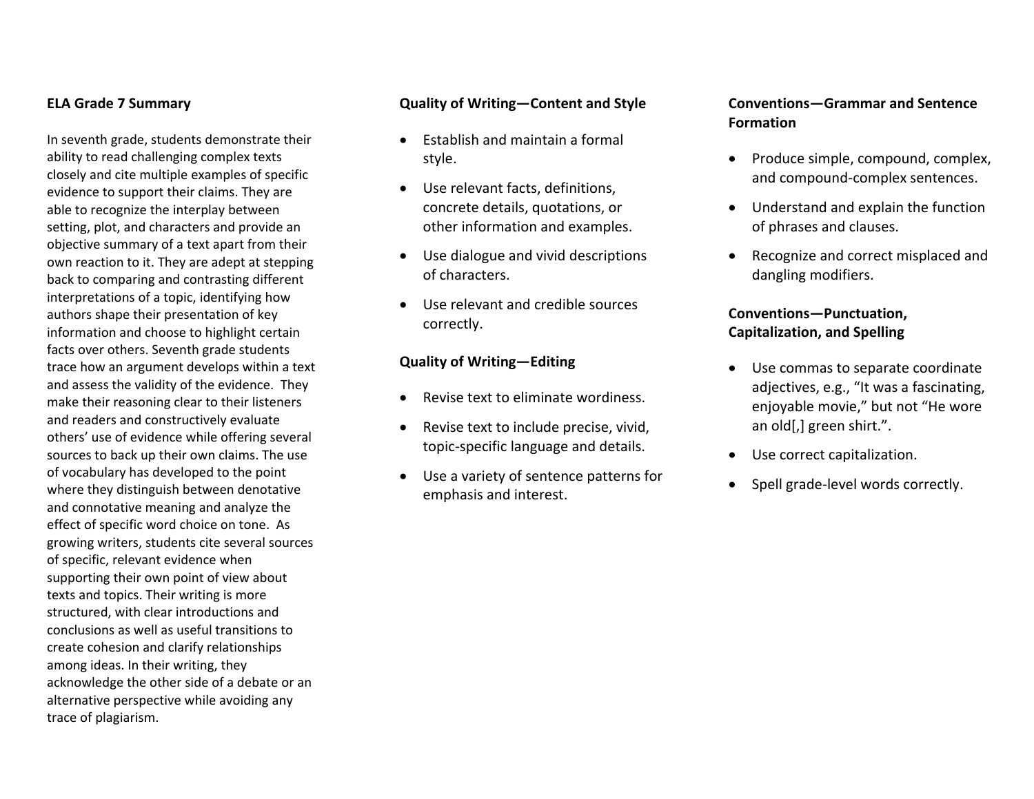## ELA Grade 7 Summary

In seventh grade, students demonstrate their ability to read challenging complex texts closely and cite multiple examples of specific evidence to support their claims. They are able to recognize the interplay between setting, plot, and characters and provide an objective summary of a text apart from their own reaction to it. They are adept at stepping back to comparing and contrasting different interpretations of a topic, identifying how authors shape their presentation of key information and choose to highlight certain facts over others. Seventh grade students trace how an argument develops within a text and assess the validity of the evidence. They make their reasoning clear to their listeners and readers and constructively evaluate others' use of evidence while offering several sources to back up their own claims. The use of vocabulary has developed to the point where they distinguish between denotative and connotative meaning and analyze the effect of specific word choice on tone. As growing writers, students cite several sources of specific, relevant evidence when supporting their own point of view about texts and topics. Their writing is more structured, with clear introductions and conclusions as well as useful transitions to create cohesion and clarify relationships among ideas. In their writing, they acknowledge the other side of a debate or an alternative perspective while avoiding any trace of plagiarism.

### Quality of Writing—Content and Style

- Establish and maintain a formal style.
- Use relevant facts, definitions, concrete details, quotations, or other information and examples.
- Use dialogue and vivid descriptions of characters.
- Use relevant and credible sources correctly.

### Quality of Writing—Editing

- Revise text to eliminate wordiness.
- Revise text to include precise, vivid, topic-specific language and details.
- Use a variety of sentence patterns for emphasis and interest.

### Conventions—Grammar and Sentence Formation

- Produce simple, compound, complex, and compound-complex sentences.
- Understand and explain the function of phrases and clauses.
- Recognize and correct misplaced and dangling modifiers.

### Conventions—Punctuation, Capitalization, and Spelling

- Use commas to separate coordinate adjectives, e.g., "It was a fascinating, enjoyable movie," but not "He wore an old[,] green shirt.".
- Use correct capitalization.
- Spell grade-level words correctly.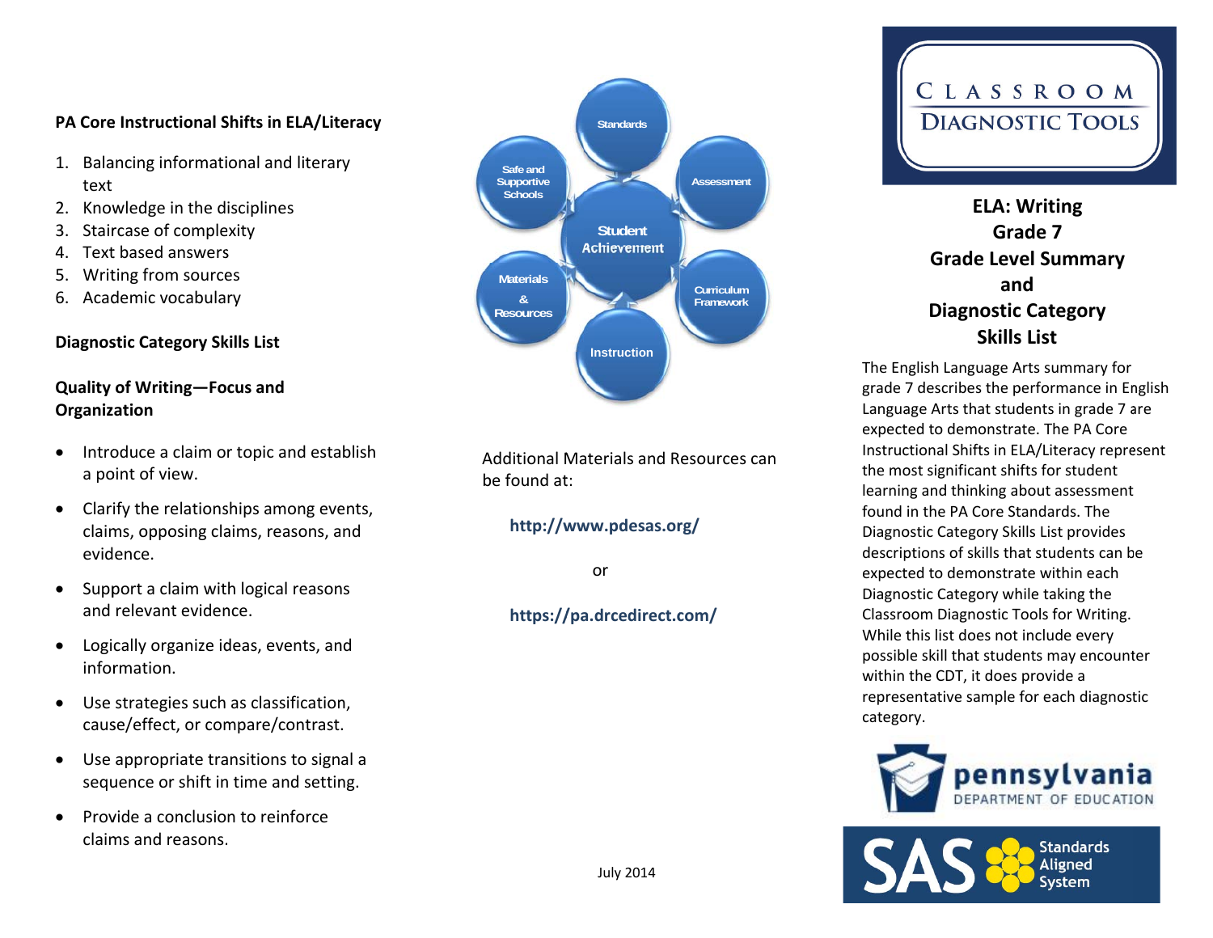**PA Core Instructional Shifts in ELA/Literacy**

1. Balancing informational and literary text
2. Knowledge in the disciplines
3. Staircase of complexity
4. Text based answers
5. Writing from sources
6. Academic vocabulary

**Diagnostic Category Skills List**

**Quality of Writing—Focus and Organization**

- Introduce a claim or topic and establish a point of view.
- Clarify the relationships among events, claims, opposing claims, reasons, and evidence.
- Support a claim with logical reasons and relevant evidence.
- Logically organize ideas, events, and information.
- Use strategies such as classification, cause/effect, or compare/contrast.
- Use appropriate transitions to signal a sequence or shift in time and setting.
- Provide a conclusion to reinforce claims and reasons.

Standards
Assessment
Curriculum Framework
Instruction
Materials & Resources
Safe and Supportive Schools
Student Achievement

Additional Materials and Resources can be found at:

**http://www.pdesas.org/**

or

**https://pa.drcedirect.com/**

July 2014

CLASSROOM DIAGNOSTIC TOOLS

# ELA: Writing Grade 7 Grade Level Summary and Diagnostic Category Skills List

The English Language Arts summary for grade 7 describes the performance in English Language Arts that students in grade 7 are expected to demonstrate. The PA Core Instructional Shifts in ELA/Literacy represent the most significant shifts for student learning and thinking about assessment found in the PA Core Standards. The Diagnostic Category Skills List provides descriptions of skills that students can be expected to demonstrate within each Diagnostic Category while taking the Classroom Diagnostic Tools for Writing. While this list does not include every possible skill that students may encounter within the CDT, it does provide a representative sample for each diagnostic category.

pennsylvania DEPARTMENT OF EDUCATION

SAS Standards Aligned System